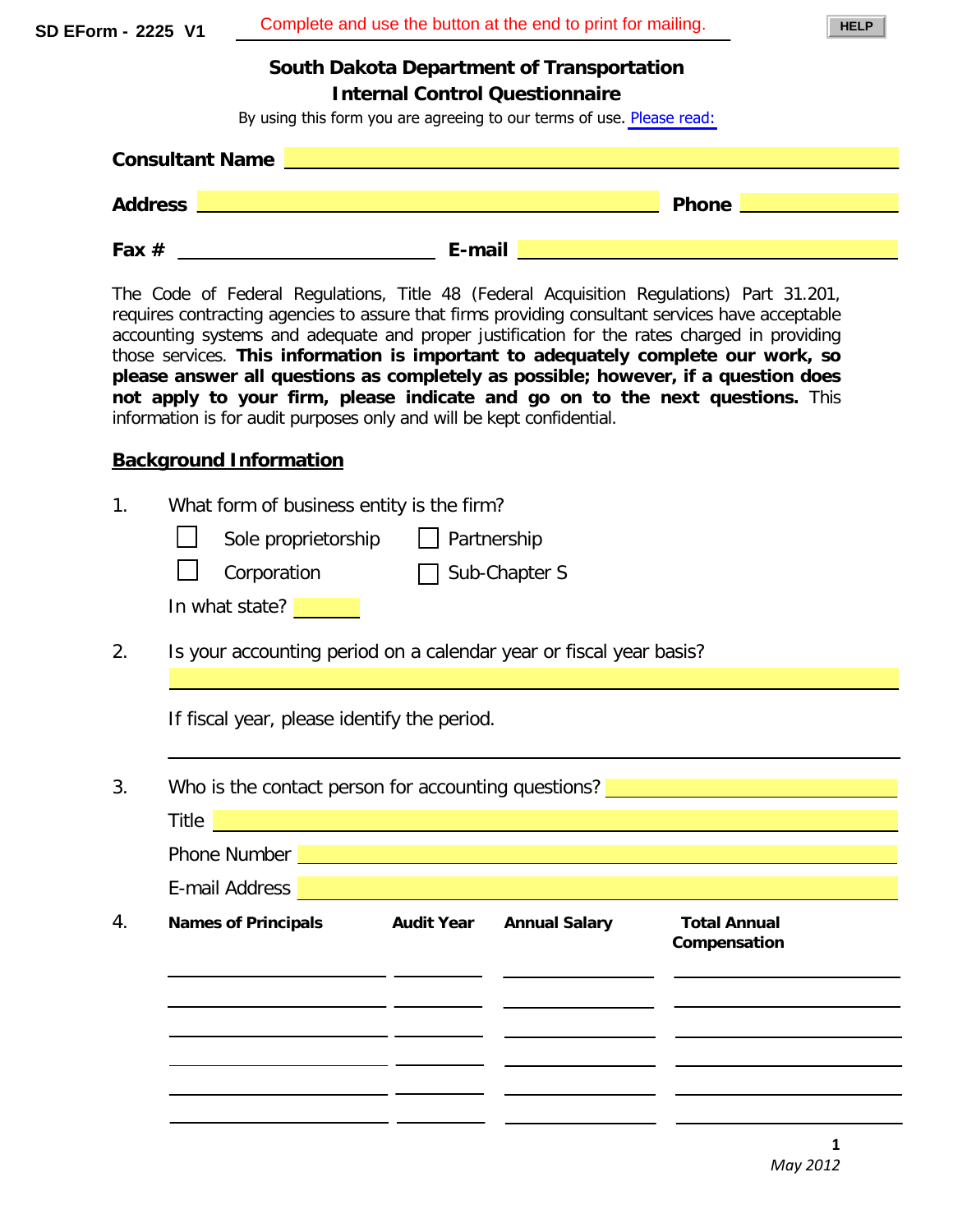SD EForm - 2225 V1

Complete and use the button at the end to print for mailing.

HELP

# South Dakota Department of Transportation
# Internal Control Questionnaire

By using this form you are agreeing to our terms of use. Please read:

**Consultant Name** ____________________

**Address** ____________________ **Phone** ____________________

**Fax #** ____________________ **E-mail** ____________________

The Code of Federal Regulations, Title 48 (Federal Acquisition Regulations) Part 31.201, requires contracting agencies to assure that firms providing consultant services have acceptable accounting systems and adequate and proper justification for the rates charged in providing those services. **This information is important to adequately complete our work, so please answer all questions as completely as possible; however, if a question does not apply to your firm, please indicate and go on to the next questions.** This information is for audit purposes only and will be kept confidential.

## Background Information

1. What form of business entity is the firm?

   - ☐ Sole proprietorship
   - ☐ Partnership
   - ☐ Corporation
   - ☐ Sub-Chapter S

   In what state? ________

2. Is your accounting period on a calendar year or fiscal year basis?

   ____________________

   If fiscal year, please identify the period.

   ____________________

3. Who is the contact person for accounting questions? ____________________

   Title ____________________

   Phone Number ____________________

   E-mail Address ____________________

4.

| Names of Principals | Audit Year | Annual Salary | Total Annual Compensation |
|---|---|---|---|
| | | | |
| | | | |
| | | | |
| | | | |
| | | | |
| | | | |

May 2012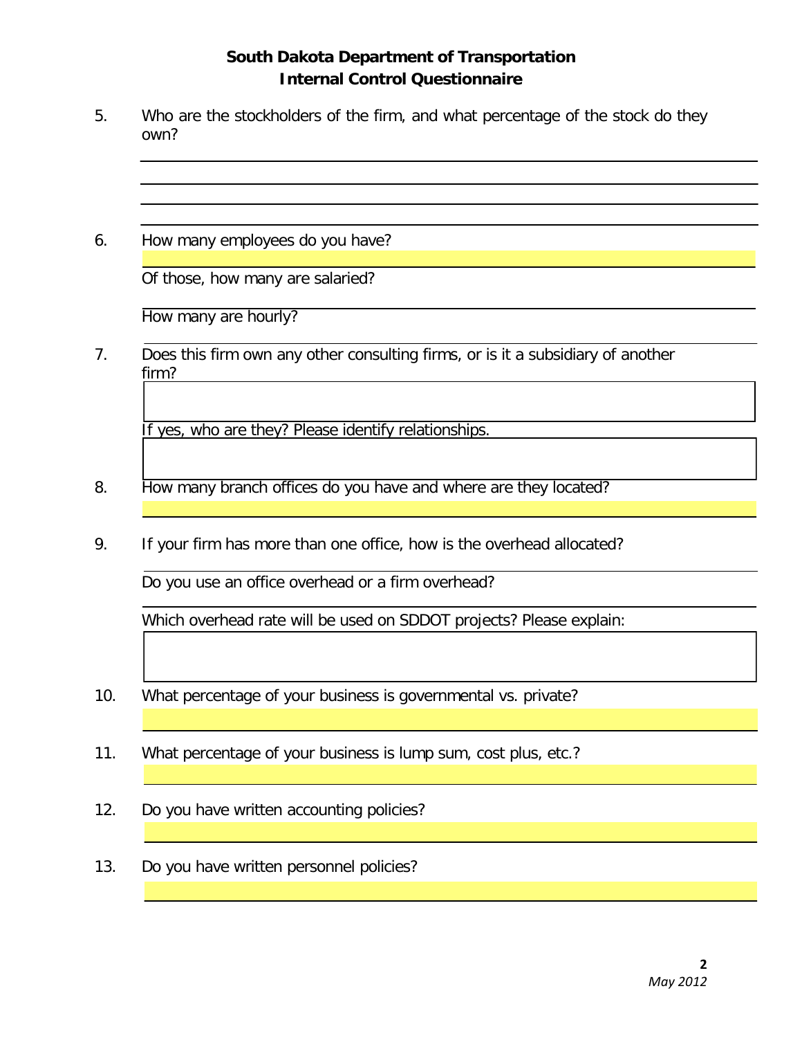## South Dakota Department of Transportation
## Internal Control Questionnaire

5. Who are the stockholders of the firm, and what percentage of the stock do they own?

6. How many employees do you have?

   Of those, how many are salaried?

   How many are hourly?

7. Does this firm own any other consulting firms, or is it a subsidiary of another firm?

   If yes, who are they? Please identify relationships.

8. How many branch offices do you have and where are they located?

9. If your firm has more than one office, how is the overhead allocated?

   Do you use an office overhead or a firm overhead?

   Which overhead rate will be used on SDDOT projects? Please explain:

10. What percentage of your business is governmental vs. private?

11. What percentage of your business is lump sum, cost plus, etc.?

12. Do you have written accounting policies?

13. Do you have written personnel policies?

*May 2012*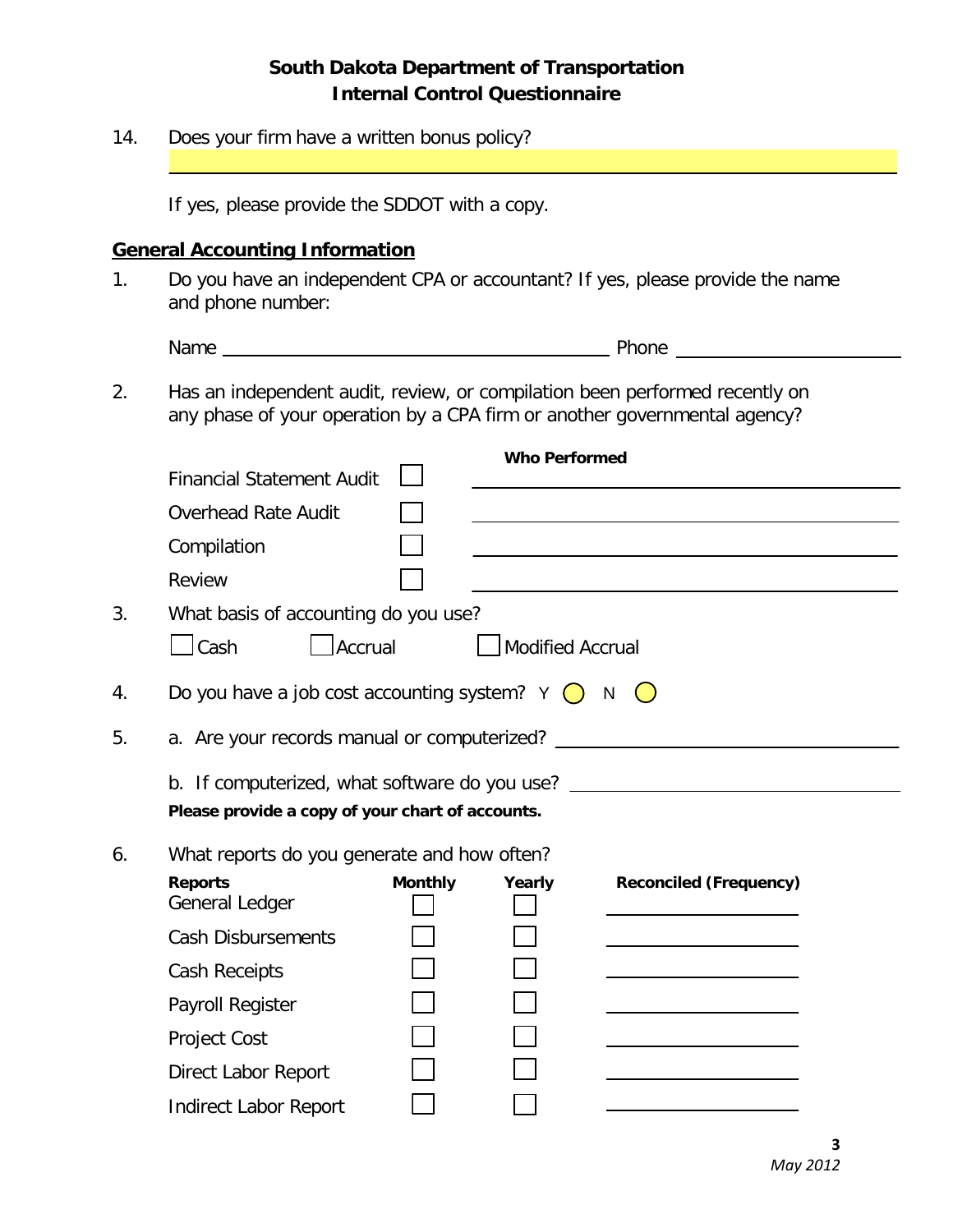# South Dakota Department of Transportation
## Internal Control Questionnaire

14. Does your firm have a written bonus policy?

    \_\_\_\_\_\_\_\_\_\_\_\_\_\_\_\_\_\_\_\_\_\_\_\_\_\_\_\_\_\_\_\_\_\_\_\_\_\_\_\_

    If yes, please provide the SDDOT with a copy.

## General Accounting Information

1. Do you have an independent CPA or accountant? If yes, please provide the name and phone number:

   Name \_\_\_\_\_\_\_\_\_\_\_\_\_\_\_\_\_\_\_\_\_\_\_\_\_\_\_\_\_\_ Phone \_\_\_\_\_\_\_\_\_\_\_\_\_\_\_\_\_\_

2. Has an independent audit, review, or compilation been performed recently on any phase of your operation by a CPA firm or another governmental agency?

| | | **Who Performed** |
|---|---|---|
| Financial Statement Audit | ☐ | |
| Overhead Rate Audit | ☐ | |
| Compilation | ☐ | |
| Review | ☐ | |

3. What basis of accounting do you use?

   ☐ Cash ☐ Accrual ☐ Modified Accrual

4. Do you have a job cost accounting system? Y ◯ N ◯

5. a. Are your records manual or computerized? \_\_\_\_\_\_\_\_\_\_\_\_\_\_\_\_\_\_\_\_\_\_\_\_

   b. If computerized, what software do you use? \_\_\_\_\_\_\_\_\_\_\_\_\_\_\_\_\_\_\_\_\_\_\_\_

   **Please provide a copy of your chart of accounts.**

6. What reports do you generate and how often?

| **Reports** | **Monthly** | **Yearly** | **Reconciled (Frequency)** |
|---|---|---|---|
| General Ledger | ☐ | ☐ | |
| Cash Disbursements | ☐ | ☐ | |
| Cash Receipts | ☐ | ☐ | |
| Payroll Register | ☐ | ☐ | |
| Project Cost | ☐ | ☐ | |
| Direct Labor Report | ☐ | ☐ | |
| Indirect Labor Report | ☐ | ☐ | |

*May 2012*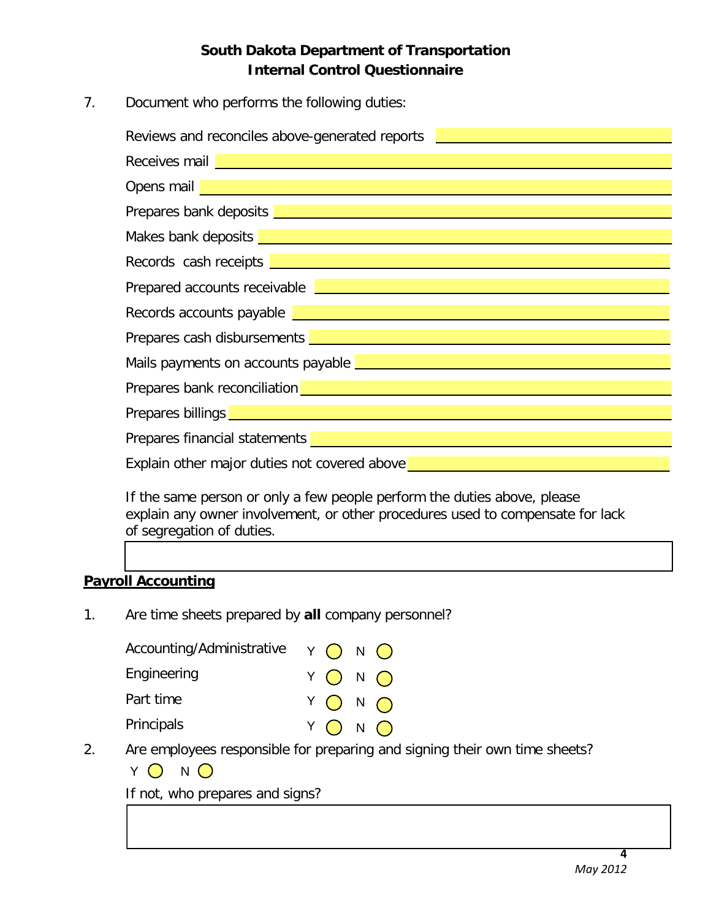**South Dakota Department of Transportation**
**Internal Control Questionnaire**

7. Document who performs the following duties:

   Reviews and reconciles above-generated reports ______________________

   Receives mail ______________________

   Opens mail ______________________

   Prepares bank deposits ______________________

   Makes bank deposits ______________________

   Records cash receipts ______________________

   Prepared accounts receivable ______________________

   Records accounts payable ______________________

   Prepares cash disbursements ______________________

   Mails payments on accounts payable ______________________

   Prepares bank reconciliation ______________________

   Prepares billings ______________________

   Prepares financial statements ______________________

   Explain other major duties not covered above ______________________

   If the same person or only a few people perform the duties above, please explain any owner involvement, or other procedures used to compensate for lack of segregation of duties.

   ______________________

## Payroll Accounting

1. Are time sheets prepared by **all** company personnel?

   | | | |
   |---|---|---|
   | Accounting/Administrative | Y ◯ | N ◯ |
   | Engineering | Y ◯ | N ◯ |
   | Part time | Y ◯ | N ◯ |
   | Principals | Y ◯ | N ◯ |

2. Are employees responsible for preparing and signing their own time sheets?

   Y ◯ N ◯

   If not, who prepares and signs?

   ______________________

May 2012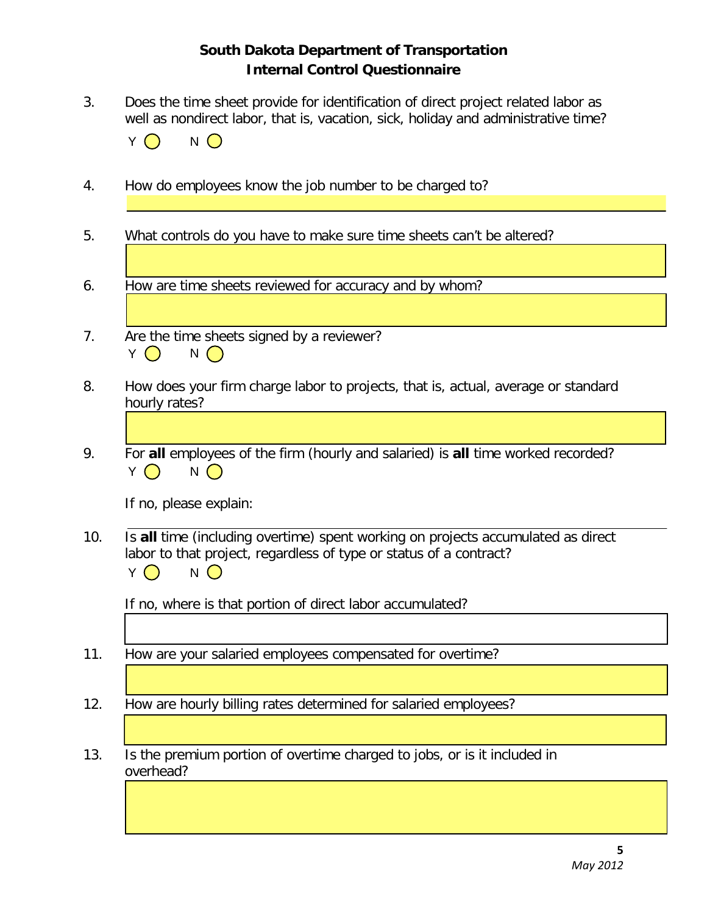**South Dakota Department of Transportation**
**Internal Control Questionnaire**

3. Does the time sheet provide for identification of direct project related labor as well as nondirect labor, that is, vacation, sick, holiday and administrative time?

   Y ◯ N ◯

4. How do employees know the job number to be charged to?

5. What controls do you have to make sure time sheets can't be altered?

6. How are time sheets reviewed for accuracy and by whom?

7. Are the time sheets signed by a reviewer?

   Y ◯ N ◯

8. How does your firm charge labor to projects, that is, actual, average or standard hourly rates?

9. For **all** employees of the firm (hourly and salaried) is **all** time worked recorded?

   Y ◯ N ◯

   If no, please explain:

10. Is **all** time (including overtime) spent working on projects accumulated as direct labor to that project, regardless of type or status of a contract?

    Y ◯ N ◯

    If no, where is that portion of direct labor accumulated?

11. How are your salaried employees compensated for overtime?

12. How are hourly billing rates determined for salaried employees?

13. Is the premium portion of overtime charged to jobs, or is it included in overhead?

*May 2012*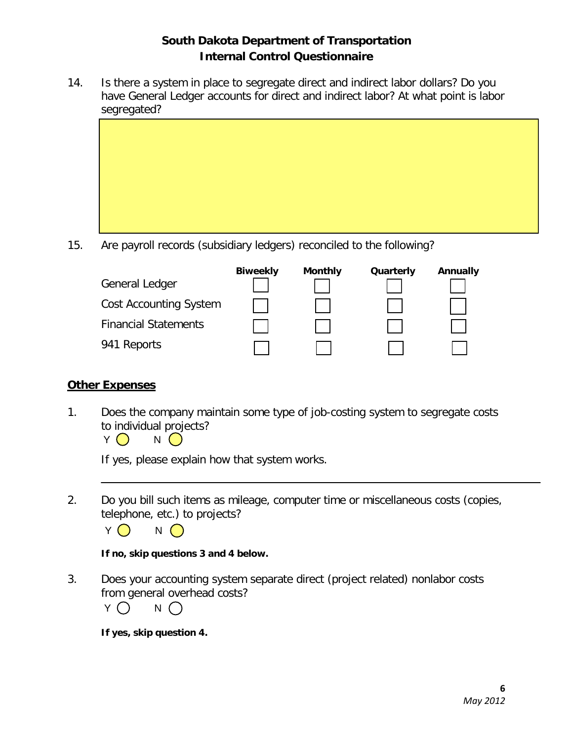## South Dakota Department of Transportation
## Internal Control Questionnaire

14. Is there a system in place to segregate direct and indirect labor dollars? Do you have General Ledger accounts for direct and indirect labor? At what point is labor segregated?

15. Are payroll records (subsidiary ledgers) reconciled to the following?

| | Biweekly | Monthly | Quarterly | Annually |
|---|---|---|---|---|
| General Ledger | ☐ | ☐ | ☐ | ☐ |
| Cost Accounting System | ☐ | ☐ | ☐ | ☐ |
| Financial Statements | ☐ | ☐ | ☐ | ☐ |
| 941 Reports | ☐ | ☐ | ☐ | ☐ |

### Other Expenses

1. Does the company maintain some type of job-costing system to segregate costs to individual projects?

   Y ◯ N ◯

   If yes, please explain how that system works.

2. Do you bill such items as mileage, computer time or miscellaneous costs (copies, telephone, etc.) to projects?

   Y ◯ N ◯

   **If no, skip questions 3 and 4 below.**

3. Does your accounting system separate direct (project related) nonlabor costs from general overhead costs?

   Y ◯ N ◯

   **If yes, skip question 4.**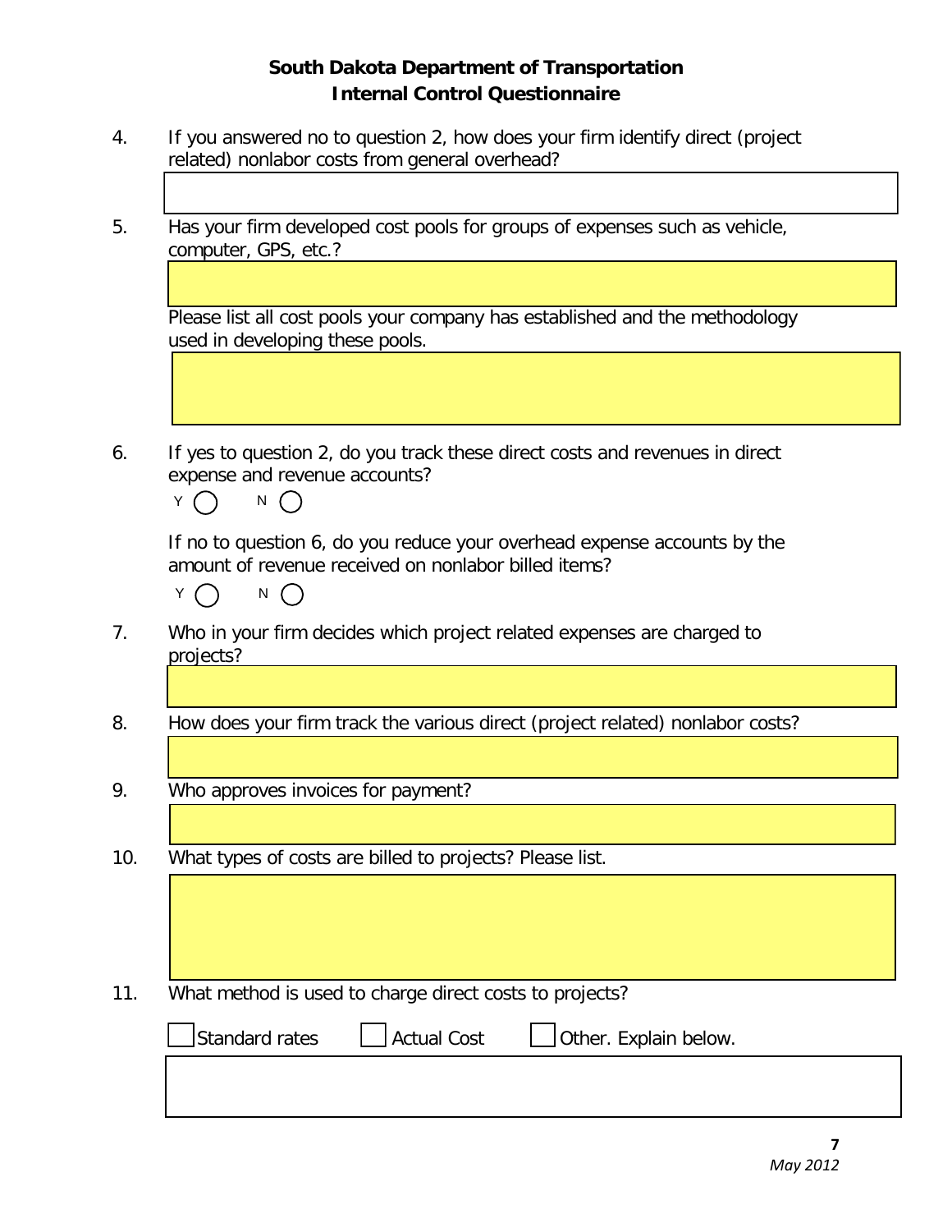**South Dakota Department of Transportation**
**Internal Control Questionnaire**

4. If you answered no to question 2, how does your firm identify direct (project related) nonlabor costs from general overhead?

5. Has your firm developed cost pools for groups of expenses such as vehicle, computer, GPS, etc.?

   Please list all cost pools your company has established and the methodology used in developing these pools.

6. If yes to question 2, do you track these direct costs and revenues in direct expense and revenue accounts?

   Y ◯ N ◯

   If no to question 6, do you reduce your overhead expense accounts by the amount of revenue received on nonlabor billed items?

   Y ◯ N ◯

7. Who in your firm decides which project related expenses are charged to projects?

8. How does your firm track the various direct (project related) nonlabor costs?

9. Who approves invoices for payment?

10. What types of costs are billed to projects? Please list.

11. What method is used to charge direct costs to projects?

   ☐ Standard rates ☐ Actual Cost ☐ Other. Explain below.

*May 2012*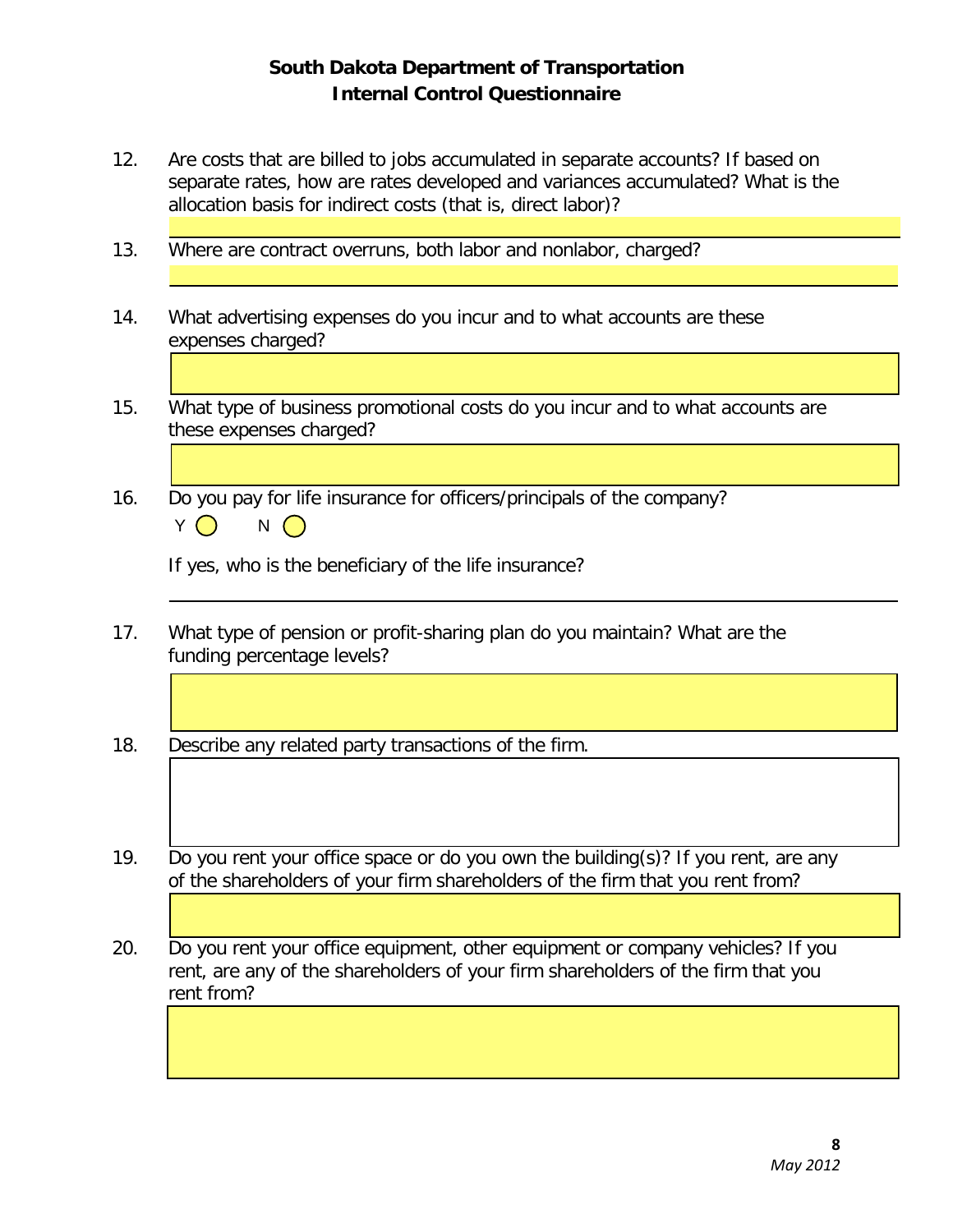**South Dakota Department of Transportation**
**Internal Control Questionnaire**

12. Are costs that are billed to jobs accumulated in separate accounts? If based on separate rates, how are rates developed and variances accumulated? What is the allocation basis for indirect costs (that is, direct labor)?

13. Where are contract overruns, both labor and nonlabor, charged?

14. What advertising expenses do you incur and to what accounts are these expenses charged?

15. What type of business promotional costs do you incur and to what accounts are these expenses charged?

16. Do you pay for life insurance for officers/principals of the company?

    Y ◯ N ◯

    If yes, who is the beneficiary of the life insurance?

17. What type of pension or profit-sharing plan do you maintain? What are the funding percentage levels?

18. Describe any related party transactions of the firm.

19. Do you rent your office space or do you own the building(s)? If you rent, are any of the shareholders of your firm shareholders of the firm that you rent from?

20. Do you rent your office equipment, other equipment or company vehicles? If you rent, are any of the shareholders of your firm shareholders of the firm that you rent from?

*May 2012*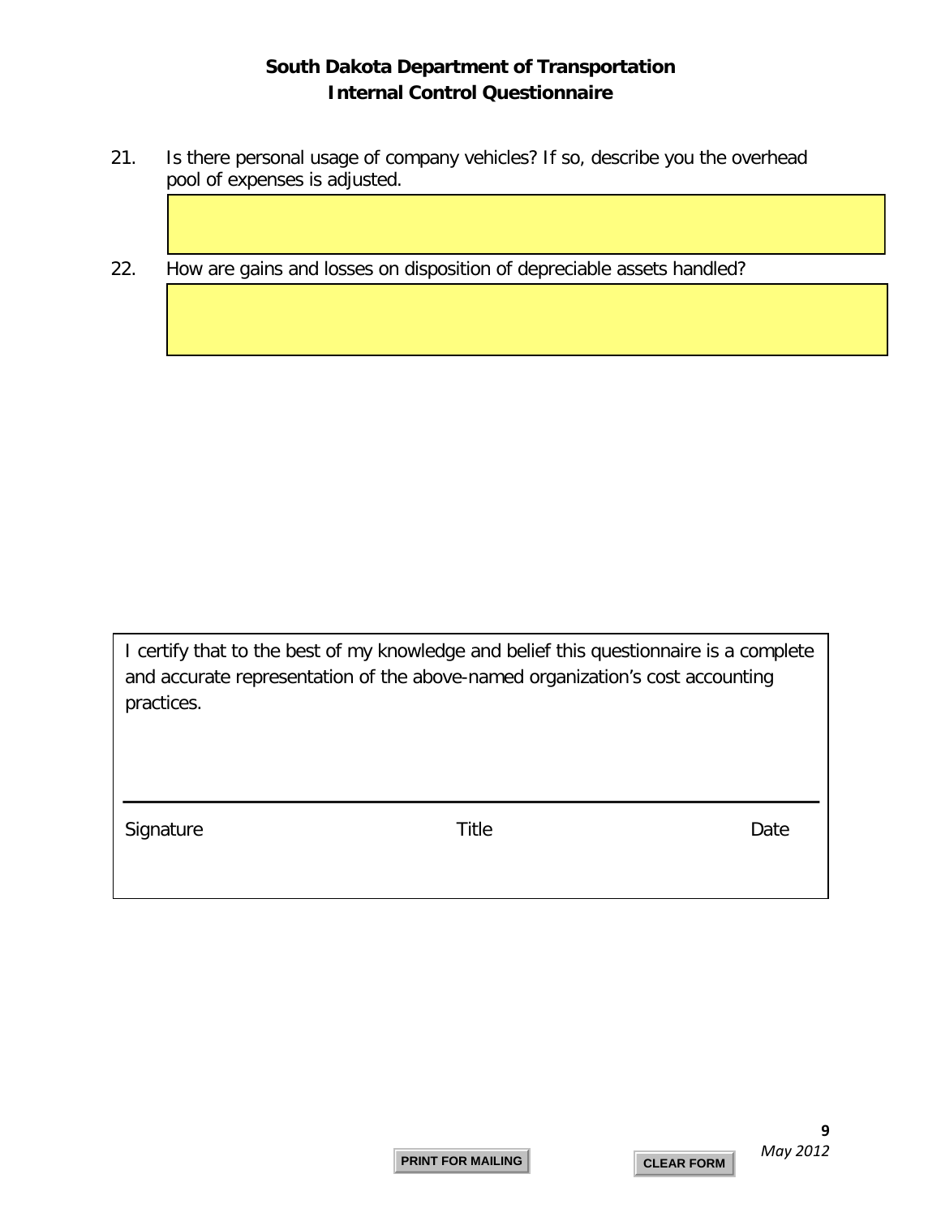**South Dakota Department of Transportation**
**Internal Control Questionnaire**

21. Is there personal usage of company vehicles? If so, describe you the overhead pool of expenses is adjusted.

22. How are gains and losses on disposition of depreciable assets handled?

I certify that to the best of my knowledge and belief this questionnaire is a complete and accurate representation of the above-named organization's cost accounting practices.

Signature Title Date

PRINT FOR MAILING CLEAR FORM

*May 2012*